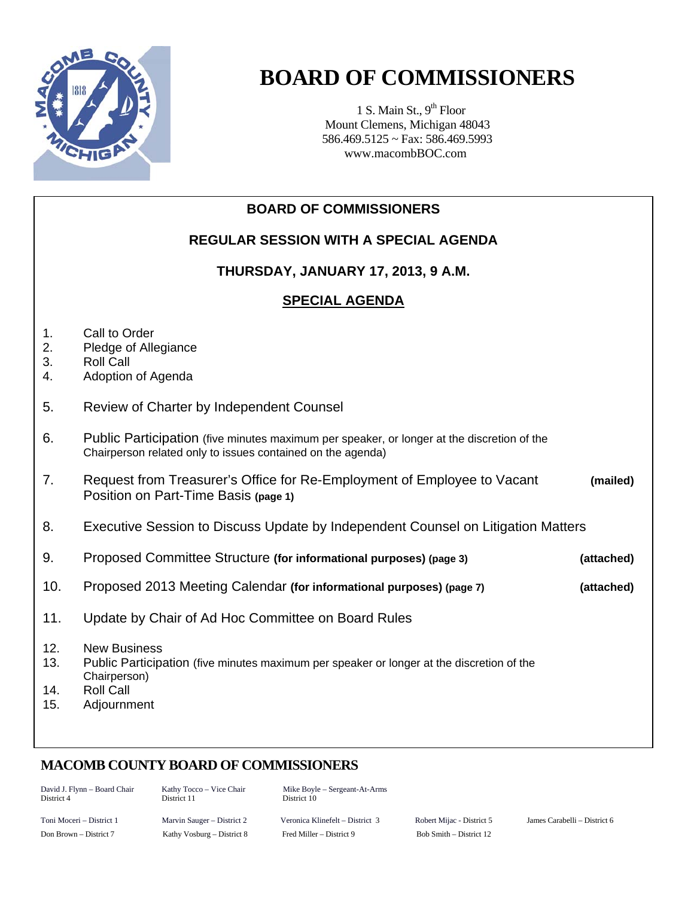# BOARD OF COMMISSIONERS

1 S. Main St., 9th Floor
Mount Clemens, Michigan 48043
586.469.5125 ~ Fax: 586.469.5993
www.macombBOC.com

## BOARD OF COMMISSIONERS

## REGULAR SESSION WITH A SPECIAL AGENDA

## THURSDAY, JANUARY 17, 2013, 9 A.M.

## SPECIAL AGENDA

1. Call to Order
2. Pledge of Allegiance
3. Roll Call
4. Adoption of Agenda
5. Review of Charter by Independent Counsel
6. Public Participation (five minutes maximum per speaker, or longer at the discretion of the Chairperson related only to issues contained on the agenda)
7. Request from Treasurer's Office for Re-Employment of Employee to Vacant Position on Part-Time Basis **(page 1)** **(mailed)**
8. Executive Session to Discuss Update by Independent Counsel on Litigation Matters
9. Proposed Committee Structure **(for informational purposes) (page 3)** **(attached)**
10. Proposed 2013 Meeting Calendar **(for informational purposes) (page 7)** **(attached)**
11. Update by Chair of Ad Hoc Committee on Board Rules
12. New Business
13. Public Participation (five minutes maximum per speaker or longer at the discretion of the Chairperson)
14. Roll Call
15. Adjournment

## MACOMB COUNTY BOARD OF COMMISSIONERS

David J. Flynn – Board Chair, District 4
Kathy Tocco – Vice Chair, District 11
Mike Boyle – Sergeant-At-Arms, District 10

Toni Moceri – District 1
Marvin Sauger – District 2
Veronica Klinefelt – District 3
Robert Mijac - District 5
James Carabelli – District 6
Don Brown – District 7
Kathy Vosburg – District 8
Fred Miller – District 9
Bob Smith – District 12